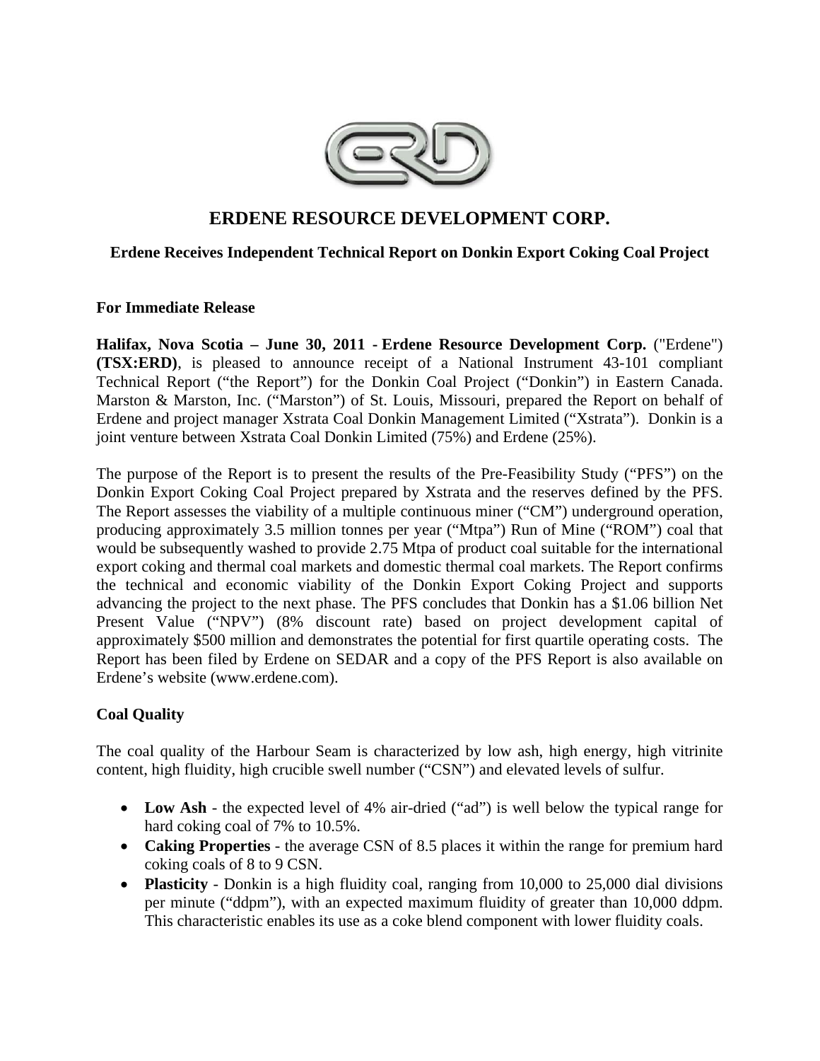# ERDENE RESOURCE DEVELOPMENT CORP.

## Erdene Receives Independent Technical Report on Donkin Export Coking Coal Project

**For Immediate Release**

**Halifax, Nova Scotia – June 30, 2011 - Erdene Resource Development Corp.** ("Erdene") **(TSX:ERD)**, is pleased to announce receipt of a National Instrument 43-101 compliant Technical Report ("the Report") for the Donkin Coal Project ("Donkin") in Eastern Canada. Marston & Marston, Inc. ("Marston") of St. Louis, Missouri, prepared the Report on behalf of Erdene and project manager Xstrata Coal Donkin Management Limited ("Xstrata"). Donkin is a joint venture between Xstrata Coal Donkin Limited (75%) and Erdene (25%).

The purpose of the Report is to present the results of the Pre-Feasibility Study ("PFS") on the Donkin Export Coking Coal Project prepared by Xstrata and the reserves defined by the PFS. The Report assesses the viability of a multiple continuous miner ("CM") underground operation, producing approximately 3.5 million tonnes per year ("Mtpa") Run of Mine ("ROM") coal that would be subsequently washed to provide 2.75 Mtpa of product coal suitable for the international export coking and thermal coal markets and domestic thermal coal markets. The Report confirms the technical and economic viability of the Donkin Export Coking Project and supports advancing the project to the next phase. The PFS concludes that Donkin has a $1.06 billion Net Present Value ("NPV") (8% discount rate) based on project development capital of approximately $500 million and demonstrates the potential for first quartile operating costs. The Report has been filed by Erdene on SEDAR and a copy of the PFS Report is also available on Erdene's website (www.erdene.com).

**Coal Quality**

The coal quality of the Harbour Seam is characterized by low ash, high energy, high vitrinite content, high fluidity, high crucible swell number ("CSN") and elevated levels of sulfur.

- **Low Ash** - the expected level of 4% air-dried ("ad") is well below the typical range for hard coking coal of 7% to 10.5%.
- **Caking Properties** - the average CSN of 8.5 places it within the range for premium hard coking coals of 8 to 9 CSN.
- **Plasticity** - Donkin is a high fluidity coal, ranging from 10,000 to 25,000 dial divisions per minute ("ddpm"), with an expected maximum fluidity of greater than 10,000 ddpm. This characteristic enables its use as a coke blend component with lower fluidity coals.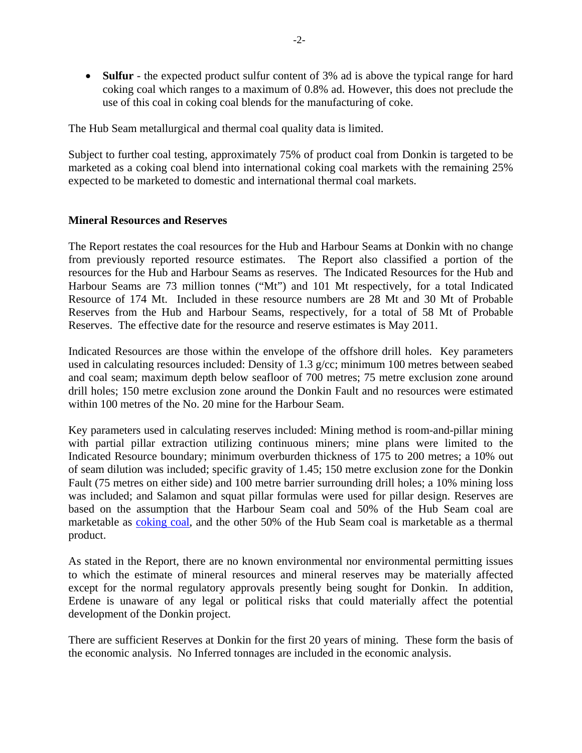- **Sulfur** - the expected product sulfur content of 3% ad is above the typical range for hard coking coal which ranges to a maximum of 0.8% ad. However, this does not preclude the use of this coal in coking coal blends for the manufacturing of coke.

The Hub Seam metallurgical and thermal coal quality data is limited.

Subject to further coal testing, approximately 75% of product coal from Donkin is targeted to be marketed as a coking coal blend into international coking coal markets with the remaining 25% expected to be marketed to domestic and international thermal coal markets.

**Mineral Resources and Reserves**

The Report restates the coal resources for the Hub and Harbour Seams at Donkin with no change from previously reported resource estimates. The Report also classified a portion of the resources for the Hub and Harbour Seams as reserves. The Indicated Resources for the Hub and Harbour Seams are 73 million tonnes ("Mt") and 101 Mt respectively, for a total Indicated Resource of 174 Mt. Included in these resource numbers are 28 Mt and 30 Mt of Probable Reserves from the Hub and Harbour Seams, respectively, for a total of 58 Mt of Probable Reserves. The effective date for the resource and reserve estimates is May 2011.

Indicated Resources are those within the envelope of the offshore drill holes. Key parameters used in calculating resources included: Density of 1.3 g/cc; minimum 100 metres between seabed and coal seam; maximum depth below seafloor of 700 metres; 75 metre exclusion zone around drill holes; 150 metre exclusion zone around the Donkin Fault and no resources were estimated within 100 metres of the No. 20 mine for the Harbour Seam.

Key parameters used in calculating reserves included: Mining method is room-and-pillar mining with partial pillar extraction utilizing continuous miners; mine plans were limited to the Indicated Resource boundary; minimum overburden thickness of 175 to 200 metres; a 10% out of seam dilution was included; specific gravity of 1.45; 150 metre exclusion zone for the Donkin Fault (75 metres on either side) and 100 metre barrier surrounding drill holes; a 10% mining loss was included; and Salamon and squat pillar formulas were used for pillar design. Reserves are based on the assumption that the Harbour Seam coal and 50% of the Hub Seam coal are marketable as coking coal, and the other 50% of the Hub Seam coal is marketable as a thermal product.

As stated in the Report, there are no known environmental nor environmental permitting issues to which the estimate of mineral resources and mineral reserves may be materially affected except for the normal regulatory approvals presently being sought for Donkin. In addition, Erdene is unaware of any legal or political risks that could materially affect the potential development of the Donkin project.

There are sufficient Reserves at Donkin for the first 20 years of mining. These form the basis of the economic analysis. No Inferred tonnages are included in the economic analysis.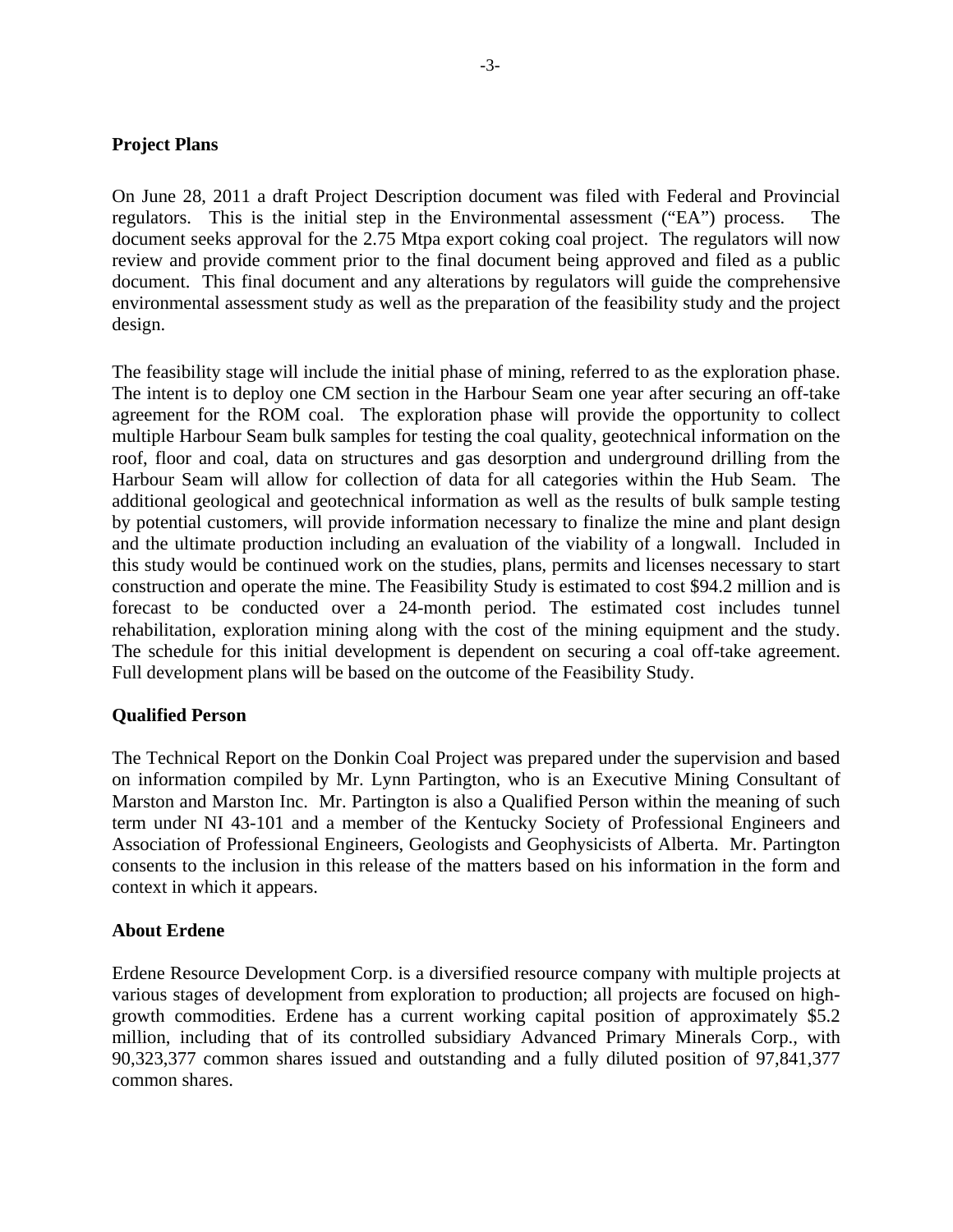**Project Plans**

On June 28, 2011 a draft Project Description document was filed with Federal and Provincial regulators. This is the initial step in the Environmental assessment ("EA") process. The document seeks approval for the 2.75 Mtpa export coking coal project. The regulators will now review and provide comment prior to the final document being approved and filed as a public document. This final document and any alterations by regulators will guide the comprehensive environmental assessment study as well as the preparation of the feasibility study and the project design.

The feasibility stage will include the initial phase of mining, referred to as the exploration phase. The intent is to deploy one CM section in the Harbour Seam one year after securing an off-take agreement for the ROM coal. The exploration phase will provide the opportunity to collect multiple Harbour Seam bulk samples for testing the coal quality, geotechnical information on the roof, floor and coal, data on structures and gas desorption and underground drilling from the Harbour Seam will allow for collection of data for all categories within the Hub Seam. The additional geological and geotechnical information as well as the results of bulk sample testing by potential customers, will provide information necessary to finalize the mine and plant design and the ultimate production including an evaluation of the viability of a longwall. Included in this study would be continued work on the studies, plans, permits and licenses necessary to start construction and operate the mine. The Feasibility Study is estimated to cost $94.2 million and is forecast to be conducted over a 24-month period. The estimated cost includes tunnel rehabilitation, exploration mining along with the cost of the mining equipment and the study. The schedule for this initial development is dependent on securing a coal off-take agreement. Full development plans will be based on the outcome of the Feasibility Study.

**Qualified Person**

The Technical Report on the Donkin Coal Project was prepared under the supervision and based on information compiled by Mr. Lynn Partington, who is an Executive Mining Consultant of Marston and Marston Inc. Mr. Partington is also a Qualified Person within the meaning of such term under NI 43-101 and a member of the Kentucky Society of Professional Engineers and Association of Professional Engineers, Geologists and Geophysicists of Alberta. Mr. Partington consents to the inclusion in this release of the matters based on his information in the form and context in which it appears.

**About Erdene**

Erdene Resource Development Corp. is a diversified resource company with multiple projects at various stages of development from exploration to production; all projects are focused on high-growth commodities. Erdene has a current working capital position of approximately $5.2 million, including that of its controlled subsidiary Advanced Primary Minerals Corp., with 90,323,377 common shares issued and outstanding and a fully diluted position of 97,841,377 common shares.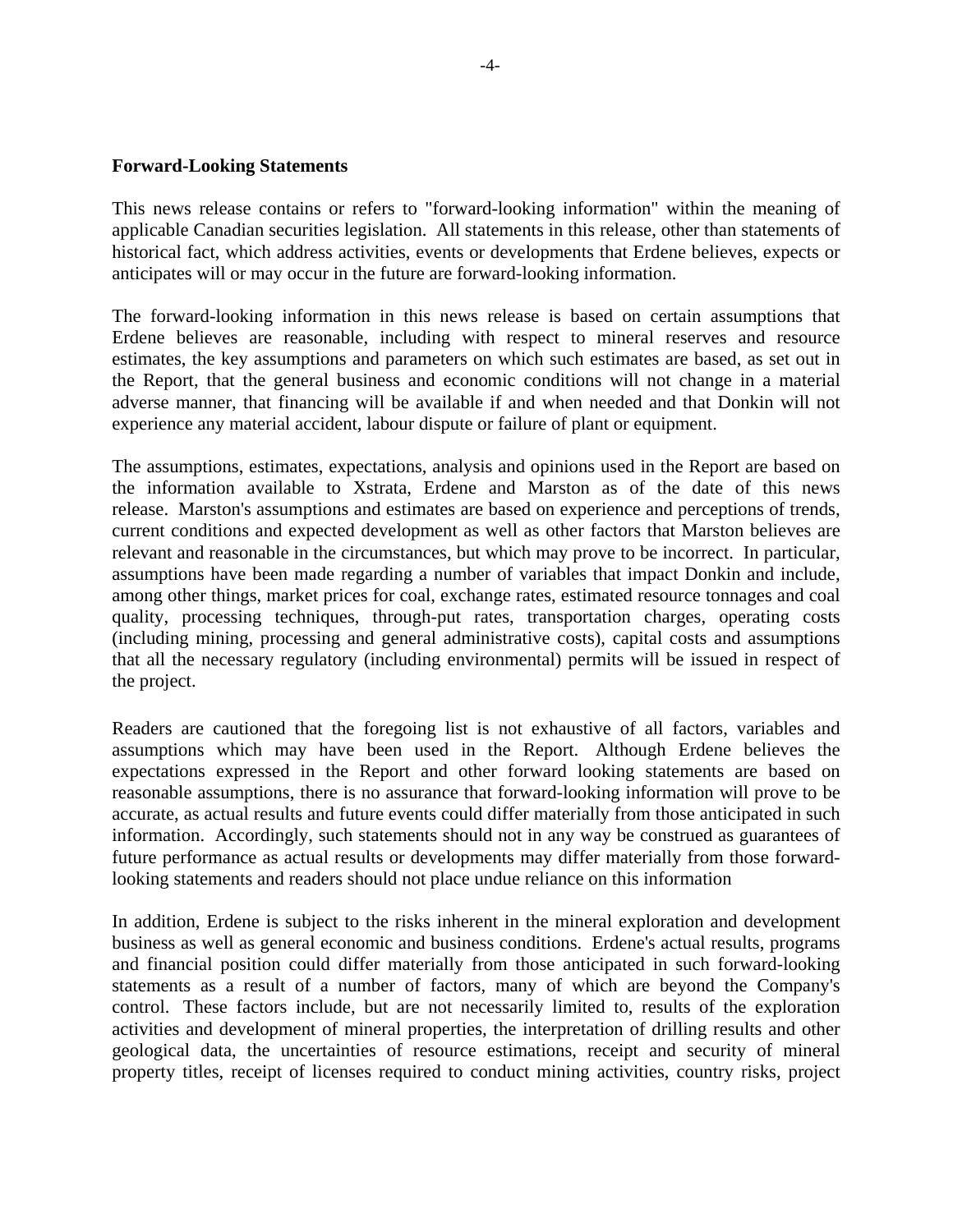**Forward-Looking Statements**

This news release contains or refers to "forward-looking information" within the meaning of applicable Canadian securities legislation. All statements in this release, other than statements of historical fact, which address activities, events or developments that Erdene believes, expects or anticipates will or may occur in the future are forward-looking information.

The forward-looking information in this news release is based on certain assumptions that Erdene believes are reasonable, including with respect to mineral reserves and resource estimates, the key assumptions and parameters on which such estimates are based, as set out in the Report, that the general business and economic conditions will not change in a material adverse manner, that financing will be available if and when needed and that Donkin will not experience any material accident, labour dispute or failure of plant or equipment.

The assumptions, estimates, expectations, analysis and opinions used in the Report are based on the information available to Xstrata, Erdene and Marston as of the date of this news release. Marston's assumptions and estimates are based on experience and perceptions of trends, current conditions and expected development as well as other factors that Marston believes are relevant and reasonable in the circumstances, but which may prove to be incorrect. In particular, assumptions have been made regarding a number of variables that impact Donkin and include, among other things, market prices for coal, exchange rates, estimated resource tonnages and coal quality, processing techniques, through-put rates, transportation charges, operating costs (including mining, processing and general administrative costs), capital costs and assumptions that all the necessary regulatory (including environmental) permits will be issued in respect of the project.

Readers are cautioned that the foregoing list is not exhaustive of all factors, variables and assumptions which may have been used in the Report. Although Erdene believes the expectations expressed in the Report and other forward looking statements are based on reasonable assumptions, there is no assurance that forward-looking information will prove to be accurate, as actual results and future events could differ materially from those anticipated in such information. Accordingly, such statements should not in any way be construed as guarantees of future performance as actual results or developments may differ materially from those forward-looking statements and readers should not place undue reliance on this information

In addition, Erdene is subject to the risks inherent in the mineral exploration and development business as well as general economic and business conditions. Erdene's actual results, programs and financial position could differ materially from those anticipated in such forward-looking statements as a result of a number of factors, many of which are beyond the Company's control. These factors include, but are not necessarily limited to, results of the exploration activities and development of mineral properties, the interpretation of drilling results and other geological data, the uncertainties of resource estimations, receipt and security of mineral property titles, receipt of licenses required to conduct mining activities, country risks, project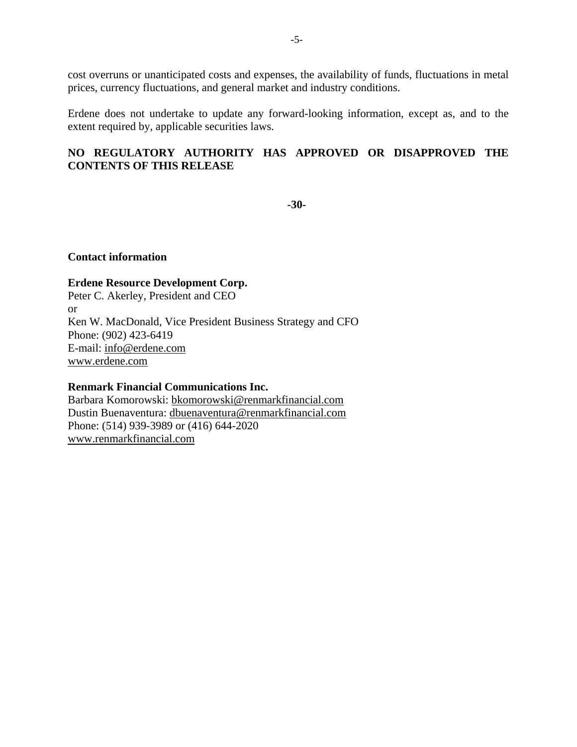cost overruns or unanticipated costs and expenses, the availability of funds, fluctuations in metal prices, currency fluctuations, and general market and industry conditions.

Erdene does not undertake to update any forward-looking information, except as, and to the extent required by, applicable securities laws.

**NO REGULATORY AUTHORITY HAS APPROVED OR DISAPPROVED THE CONTENTS OF THIS RELEASE**

**-30-**

**Contact information**

**Erdene Resource Development Corp.**
Peter C. Akerley, President and CEO
or
Ken W. MacDonald, Vice President Business Strategy and CFO
Phone: (902) 423-6419
E-mail: info@erdene.com
www.erdene.com

**Renmark Financial Communications Inc.**
Barbara Komorowski: bkomorowski@renmarkfinancial.com
Dustin Buenaventura: dbuenaventura@renmarkfinancial.com
Phone: (514) 939-3989 or (416) 644-2020
www.renmarkfinancial.com